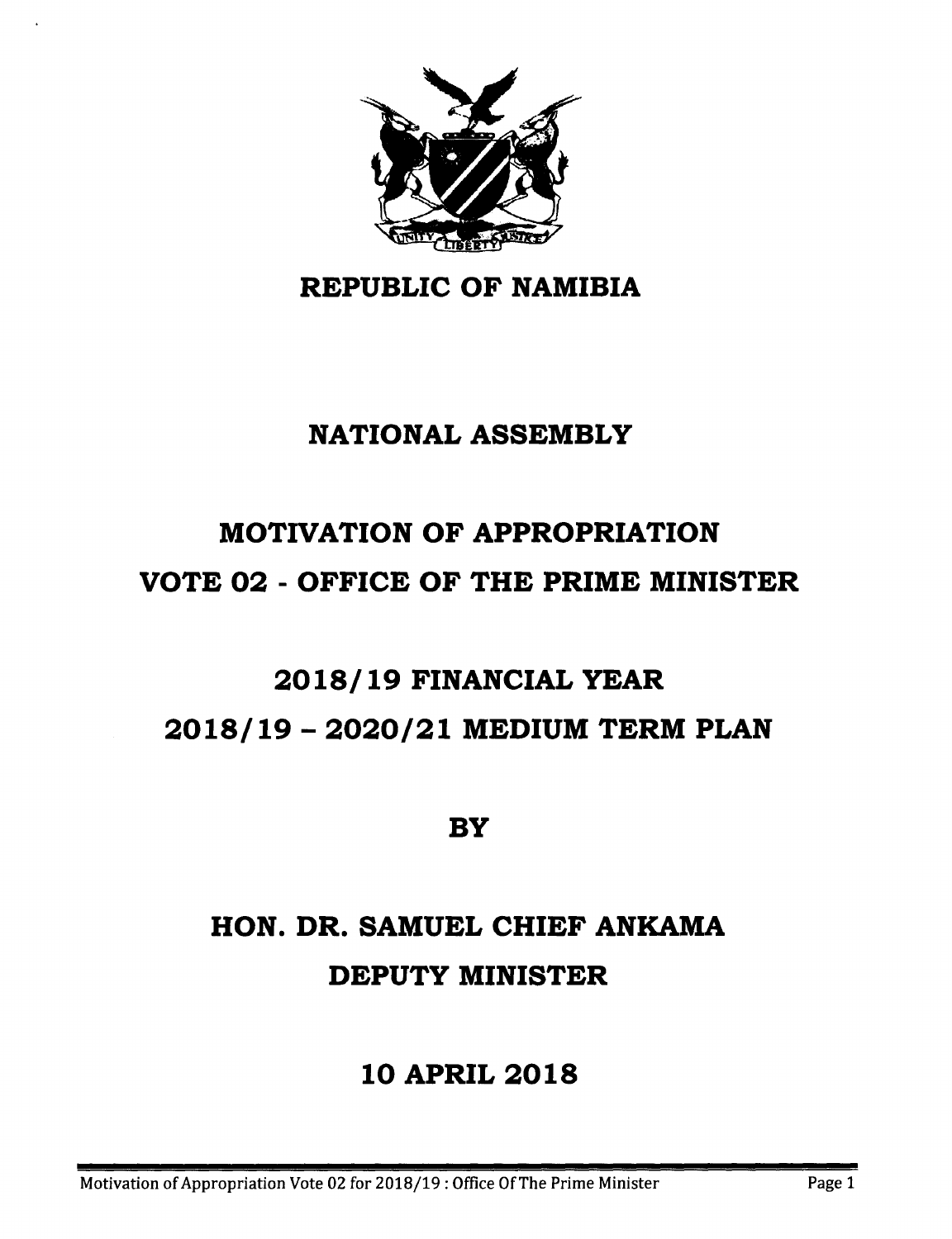# REPUBLIC OF NAMIBIA

## NATIONAL ASSEMBLY

## MOTIVATION OF APPROPRIATION
## VOTE 02 - OFFICE OF THE PRIME MINISTER

## 2018/19 FINANCIAL YEAR
## 2018/19 – 2020/21 MEDIUM TERM PLAN

**BY**

## HON. DR. SAMUEL CHIEF ANKAMA
## DEPUTY MINISTER

## 10 APRIL 2018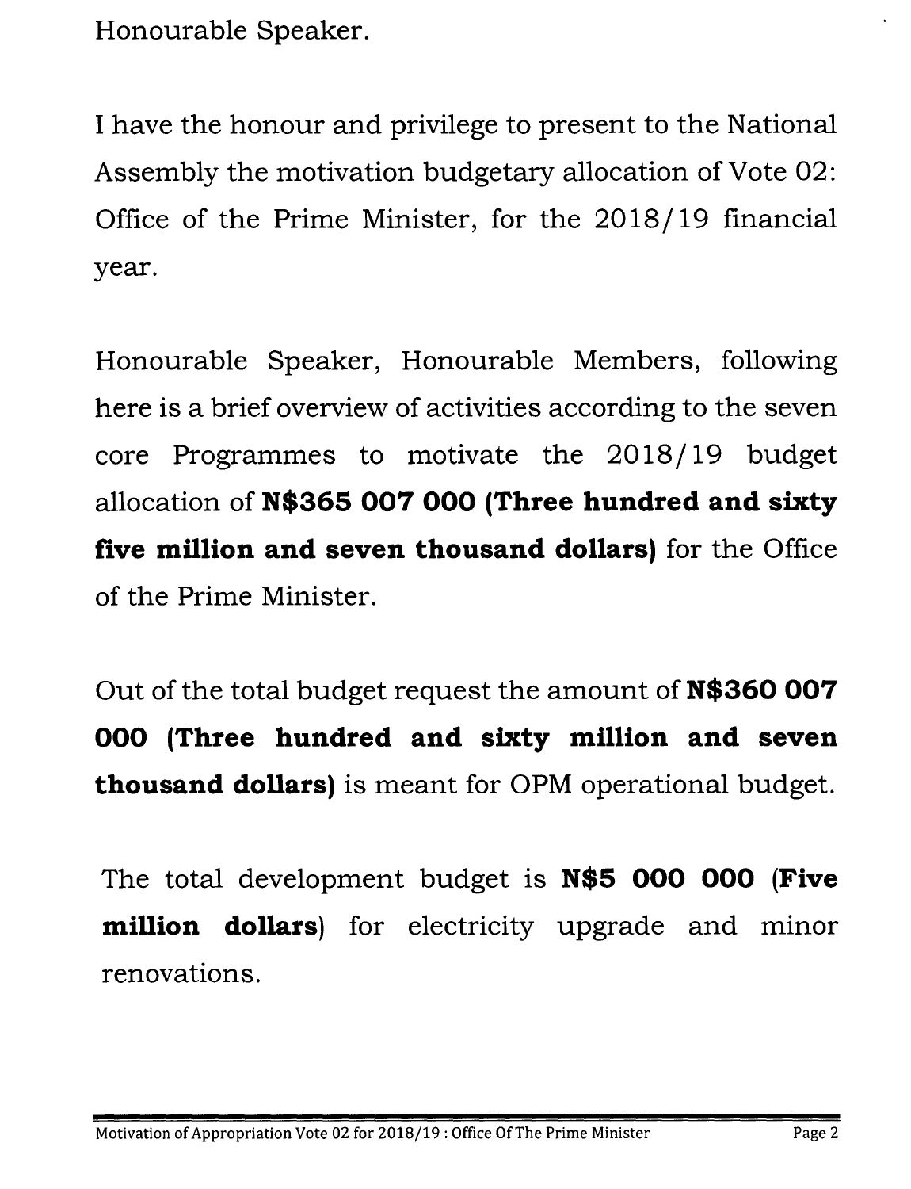Honourable Speaker.

I have the honour and privilege to present to the National Assembly the motivation budgetary allocation of Vote 02: Office of the Prime Minister, for the 2018/19 financial year.

Honourable Speaker, Honourable Members, following here is a brief overview of activities according to the seven core Programmes to motivate the 2018/19 budget allocation of **N$365 007 000 (Three hundred and sixty five million and seven thousand dollars)** for the Office of the Prime Minister.

Out of the total budget request the amount of **N$360 007 000 (Three hundred and sixty million and seven thousand dollars)** is meant for OPM operational budget.

The total development budget is **N$5 000 000 (Five million dollars)** for electricity upgrade and minor renovations.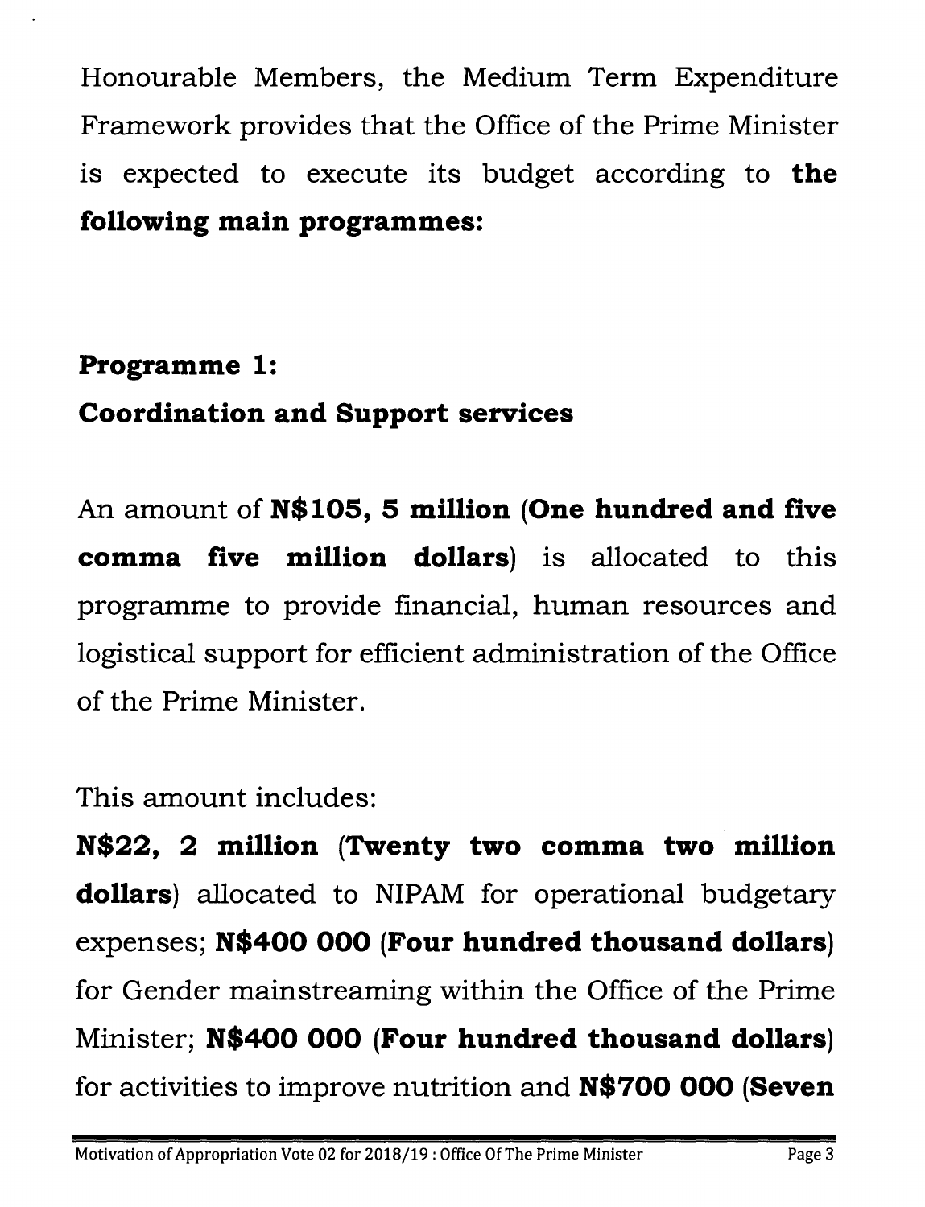Honourable Members, the Medium Term Expenditure Framework provides that the Office of the Prime Minister is expected to execute its budget according to **the following main programmes:**

**Programme 1:**
**Coordination and Support services**

An amount of **N$105, 5 million (One hundred and five comma five million dollars)** is allocated to this programme to provide financial, human resources and logistical support for efficient administration of the Office of the Prime Minister.

This amount includes:
**N$22, 2 million (Twenty two comma two million dollars)** allocated to NIPAM for operational budgetary expenses; **N$400 000 (Four hundred thousand dollars)** for Gender mainstreaming within the Office of the Prime Minister; **N$400 000 (Four hundred thousand dollars)** for activities to improve nutrition and **N$700 000 (Seven**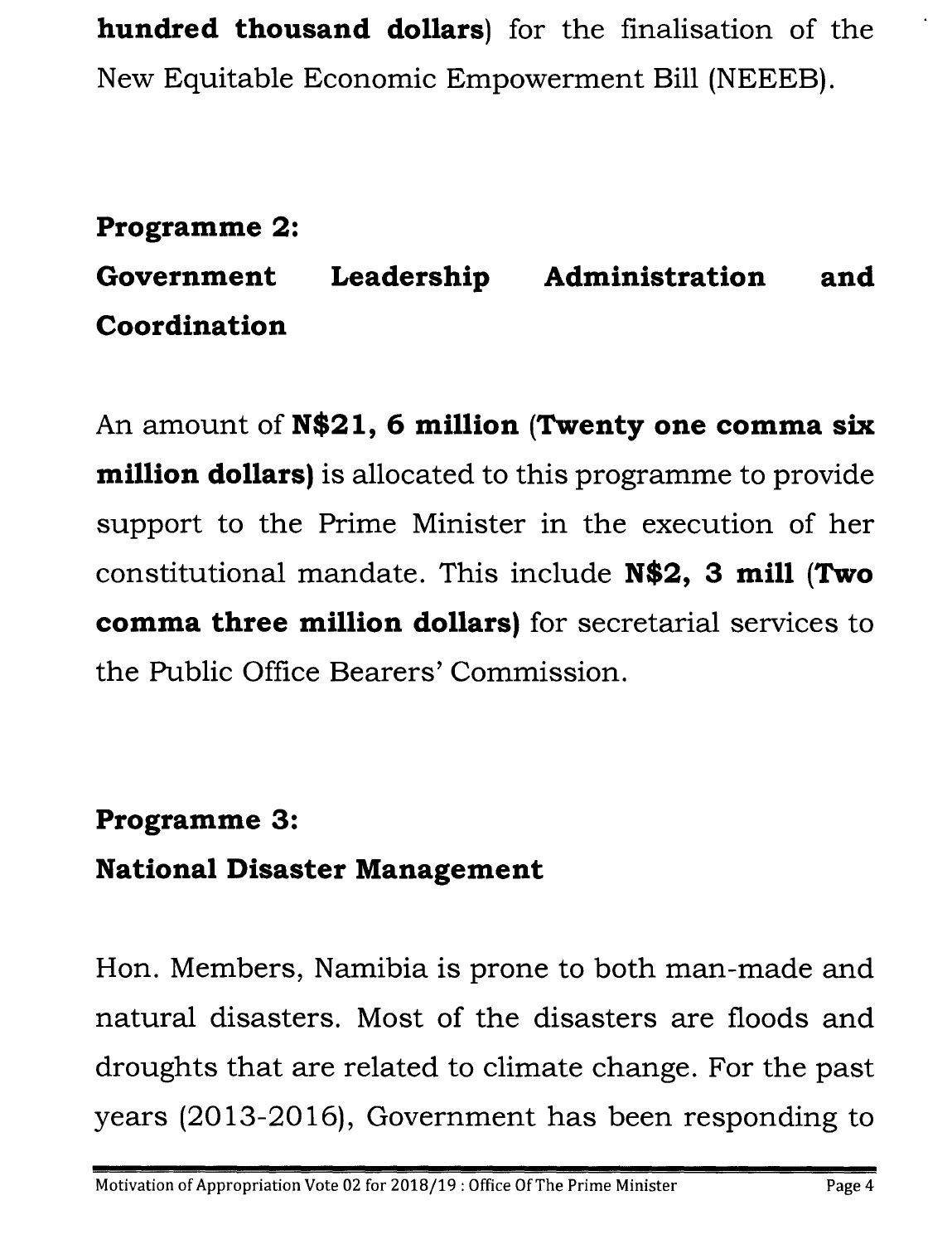**hundred thousand dollars**) for the finalisation of the New Equitable Economic Empowerment Bill (NEEEB).

**Programme 2:**

**Government Leadership Administration and Coordination**

An amount of **N$21, 6 million (Twenty one comma six million dollars)** is allocated to this programme to provide support to the Prime Minister in the execution of her constitutional mandate. This include **N$2, 3 mill (Two comma three million dollars)** for secretarial services to the Public Office Bearers' Commission.

**Programme 3:**

**National Disaster Management**

Hon. Members, Namibia is prone to both man-made and natural disasters. Most of the disasters are floods and droughts that are related to climate change. For the past years (2013-2016), Government has been responding to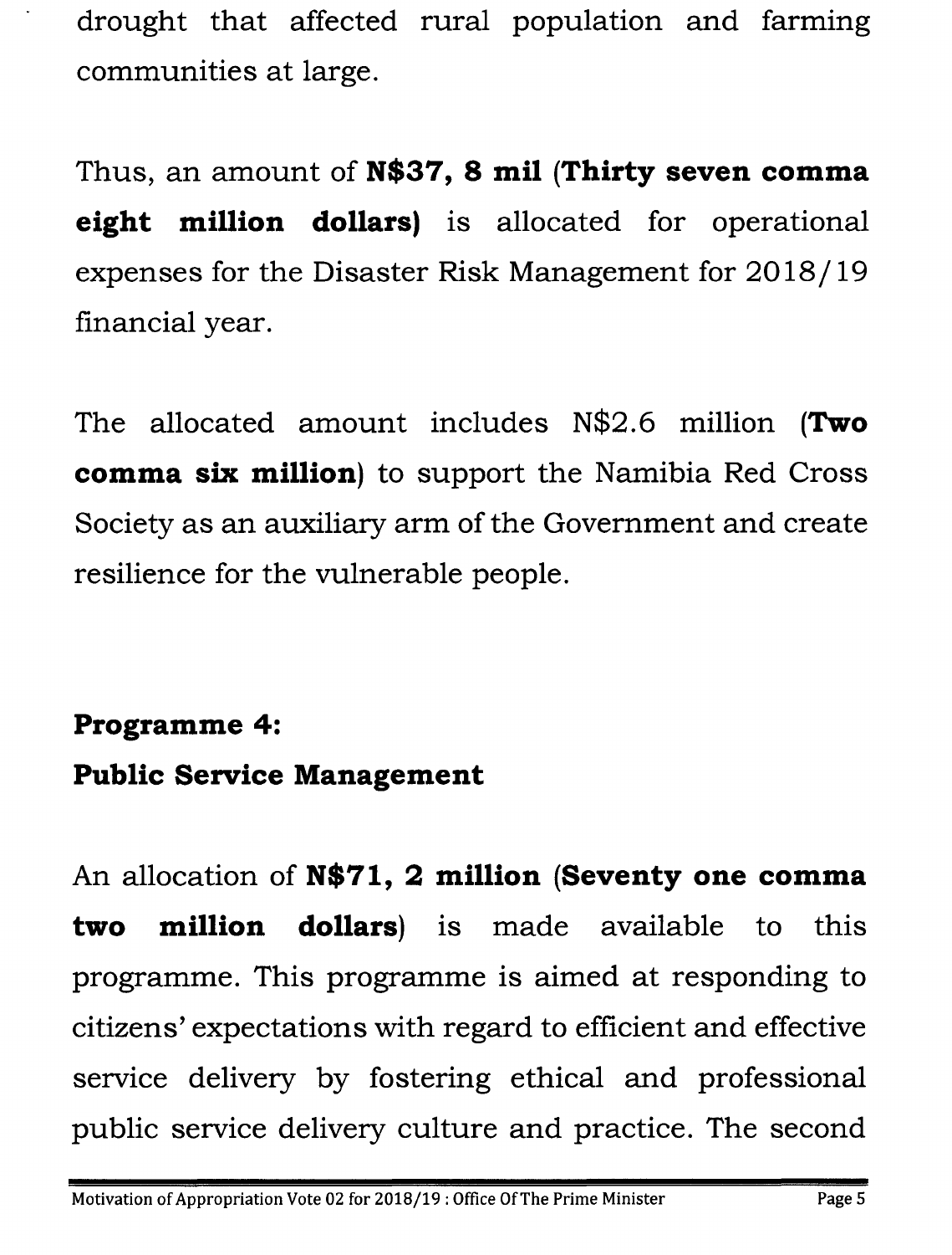drought that affected rural population and farming communities at large.

Thus, an amount of **N$37, 8 mil (Thirty seven comma eight million dollars)** is allocated for operational expenses for the Disaster Risk Management for 2018/19 financial year.

The allocated amount includes N$2.6 million (**Two comma six million**) to support the Namibia Red Cross Society as an auxiliary arm of the Government and create resilience for the vulnerable people.

**Programme 4:**

**Public Service Management**

An allocation of **N$71, 2 million (Seventy one comma two million dollars)** is made available to this programme. This programme is aimed at responding to citizens' expectations with regard to efficient and effective service delivery by fostering ethical and professional public service delivery culture and practice. The second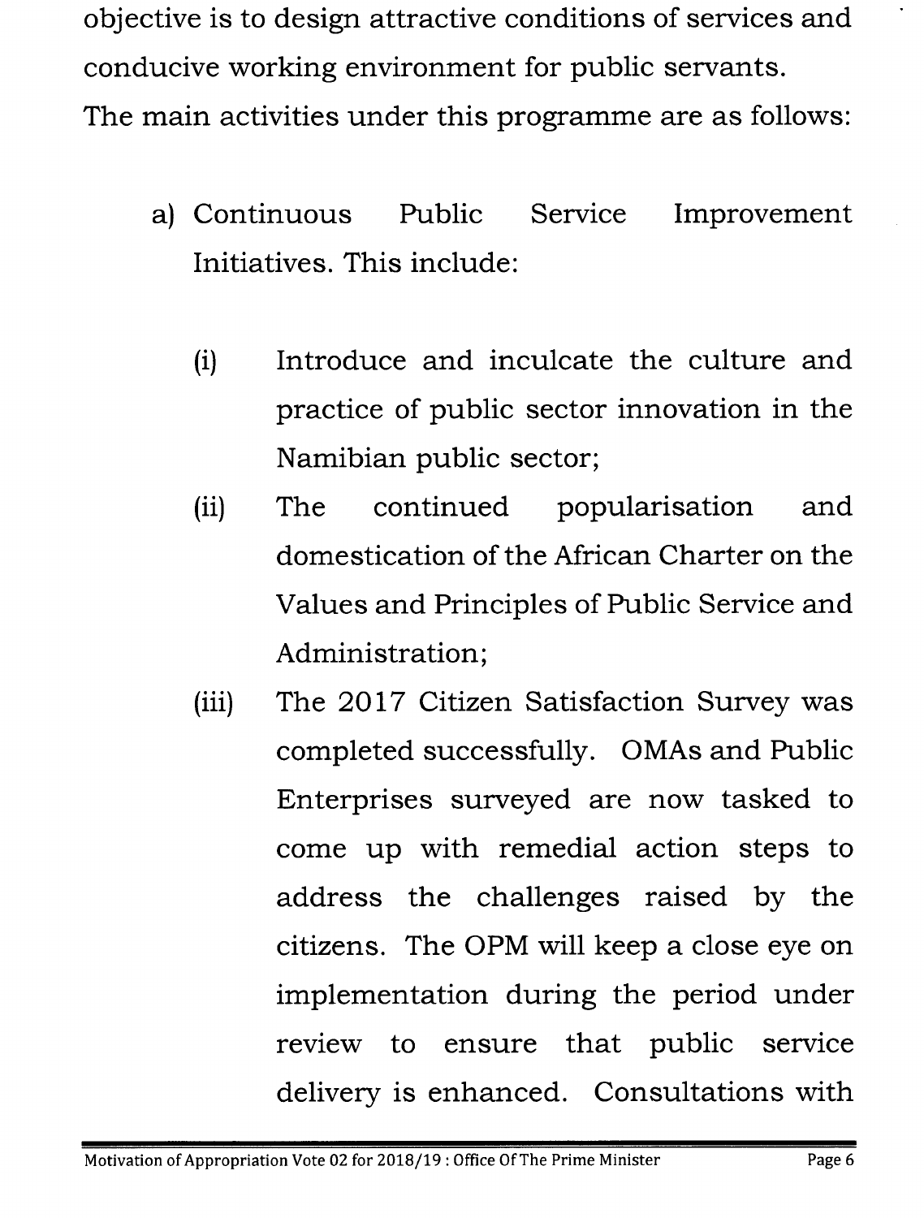objective is to design attractive conditions of services and conducive working environment for public servants.

The main activities under this programme are as follows:

a) Continuous Public Service Improvement Initiatives. This include:

   (i) Introduce and inculcate the culture and practice of public sector innovation in the Namibian public sector;

   (ii) The continued popularisation and domestication of the African Charter on the Values and Principles of Public Service and Administration;

   (iii) The 2017 Citizen Satisfaction Survey was completed successfully. OMAs and Public Enterprises surveyed are now tasked to come up with remedial action steps to address the challenges raised by the citizens. The OPM will keep a close eye on implementation during the period under review to ensure that public service delivery is enhanced. Consultations with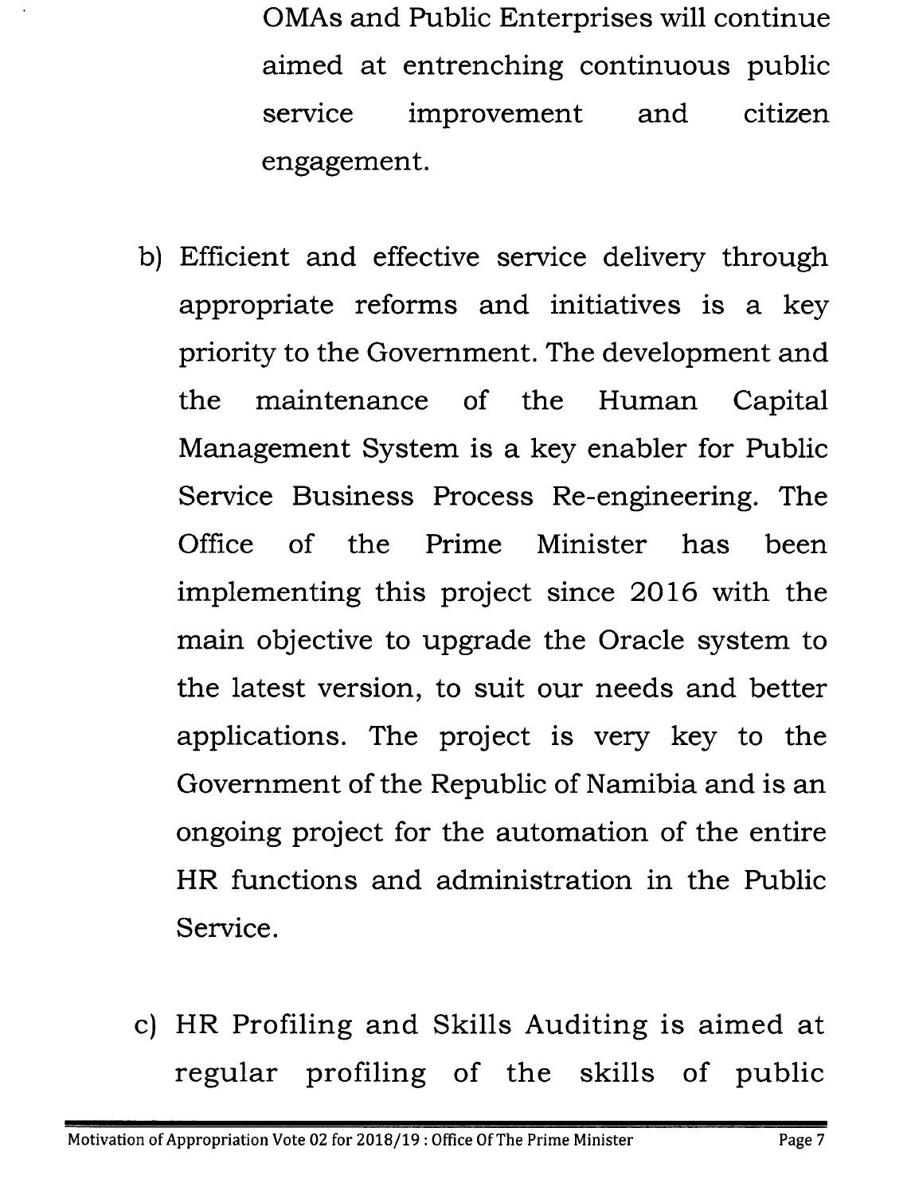OMAs and Public Enterprises will continue aimed at entrenching continuous public service improvement and citizen engagement.

b) Efficient and effective service delivery through appropriate reforms and initiatives is a key priority to the Government. The development and the maintenance of the Human Capital Management System is a key enabler for Public Service Business Process Re-engineering. The Office of the Prime Minister has been implementing this project since 2016 with the main objective to upgrade the Oracle system to the latest version, to suit our needs and better applications. The project is very key to the Government of the Republic of Namibia and is an ongoing project for the automation of the entire HR functions and administration in the Public Service.

c) HR Profiling and Skills Auditing is aimed at regular profiling of the skills of public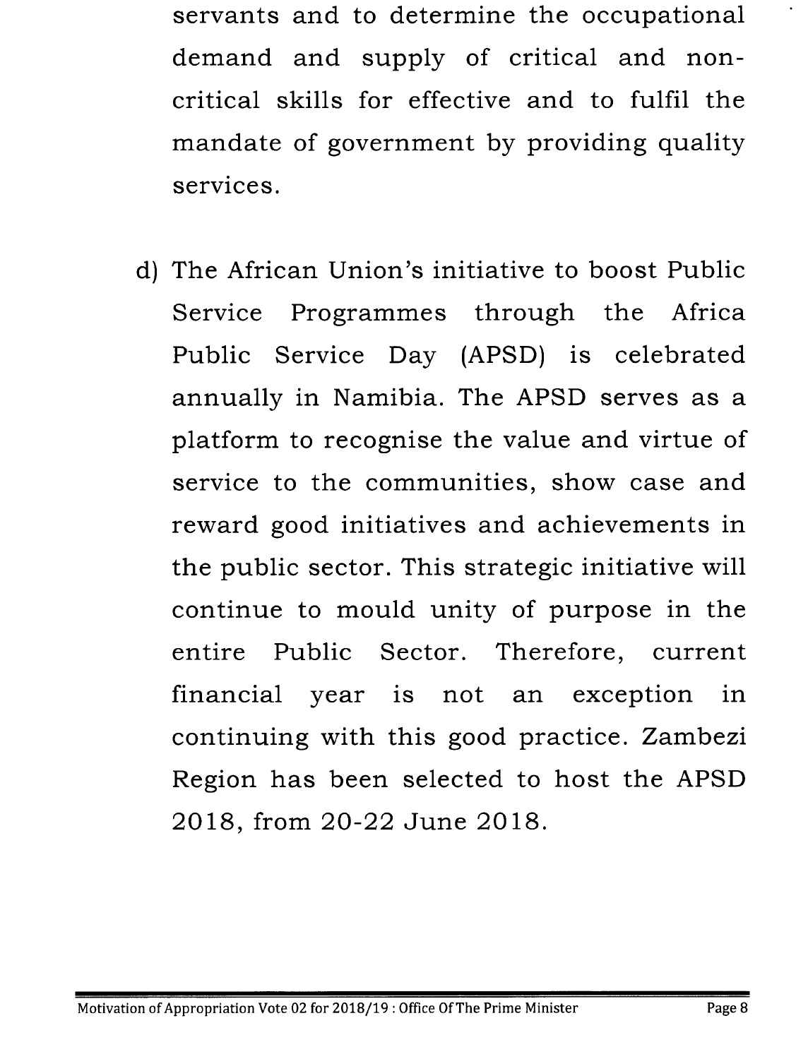servants and to determine the occupational demand and supply of critical and non-critical skills for effective and to fulfil the mandate of government by providing quality services.

d) The African Union's initiative to boost Public Service Programmes through the Africa Public Service Day (APSD) is celebrated annually in Namibia. The APSD serves as a platform to recognise the value and virtue of service to the communities, show case and reward good initiatives and achievements in the public sector. This strategic initiative will continue to mould unity of purpose in the entire Public Sector. Therefore, current financial year is not an exception in continuing with this good practice. Zambezi Region has been selected to host the APSD 2018, from 20-22 June 2018.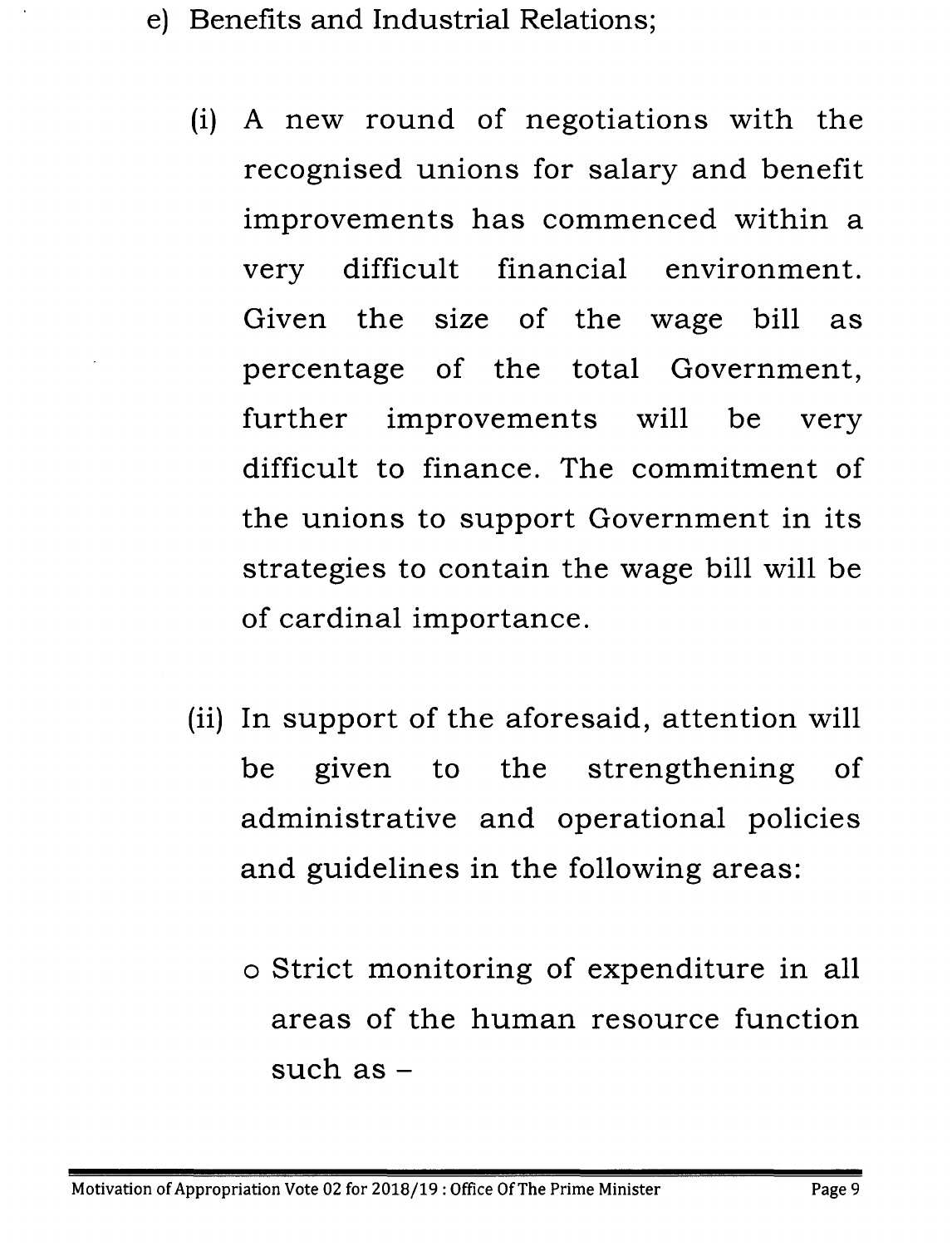e) Benefits and Industrial Relations;

(i) A new round of negotiations with the recognised unions for salary and benefit improvements has commenced within a very difficult financial environment. Given the size of the wage bill as percentage of the total Government, further improvements will be very difficult to finance. The commitment of the unions to support Government in its strategies to contain the wage bill will be of cardinal importance.

(ii) In support of the aforesaid, attention will be given to the strengthening of administrative and operational policies and guidelines in the following areas:

- Strict monitoring of expenditure in all areas of the human resource function such as –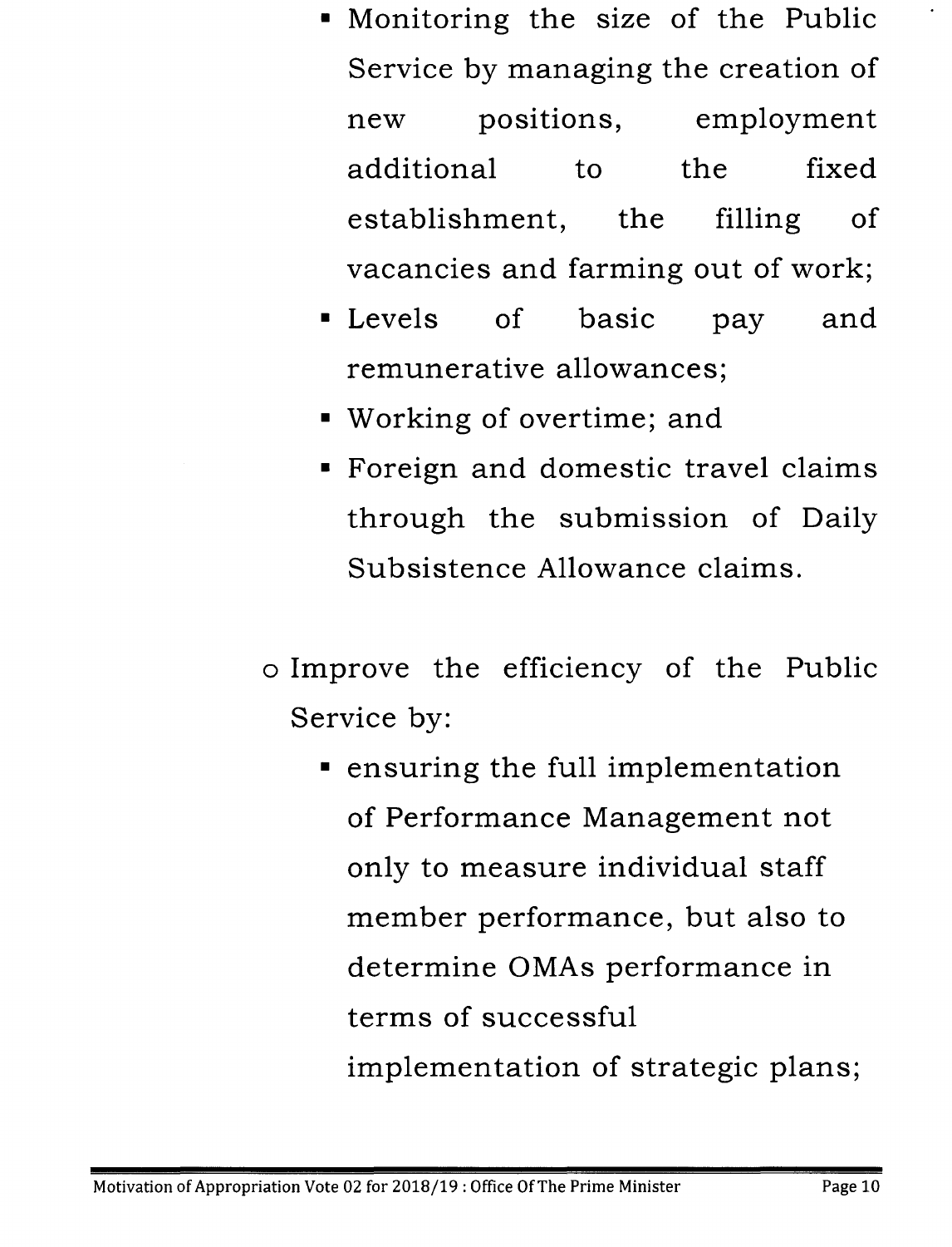- Monitoring the size of the Public Service by managing the creation of new positions, employment additional to the fixed establishment, the filling of vacancies and farming out of work;
    - Levels of basic pay and remunerative allowances;
    - Working of overtime; and
    - Foreign and domestic travel claims through the submission of Daily Subsistence Allowance claims.

- Improve the efficiency of the Public Service by:
    - ensuring the full implementation of Performance Management not only to measure individual staff member performance, but also to determine OMAs performance in terms of successful implementation of strategic plans;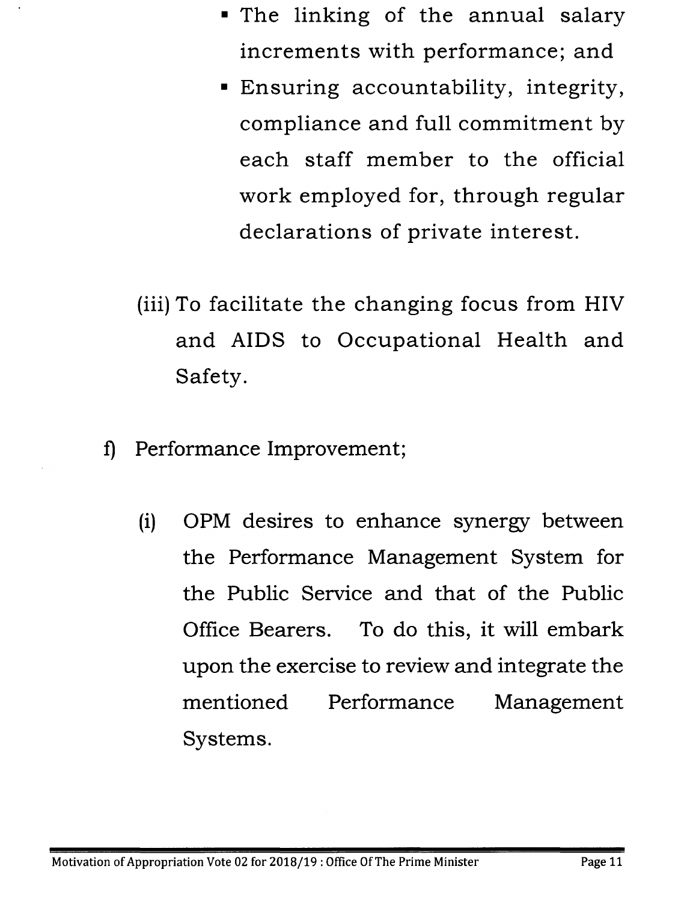- The linking of the annual salary increments with performance; and
- Ensuring accountability, integrity, compliance and full commitment by each staff member to the official work employed for, through regular declarations of private interest.

(iii) To facilitate the changing focus from HIV and AIDS to Occupational Health and Safety.

f) Performance Improvement;

(i) OPM desires to enhance synergy between the Performance Management System for the Public Service and that of the Public Office Bearers. To do this, it will embark upon the exercise to review and integrate the mentioned Performance Management Systems.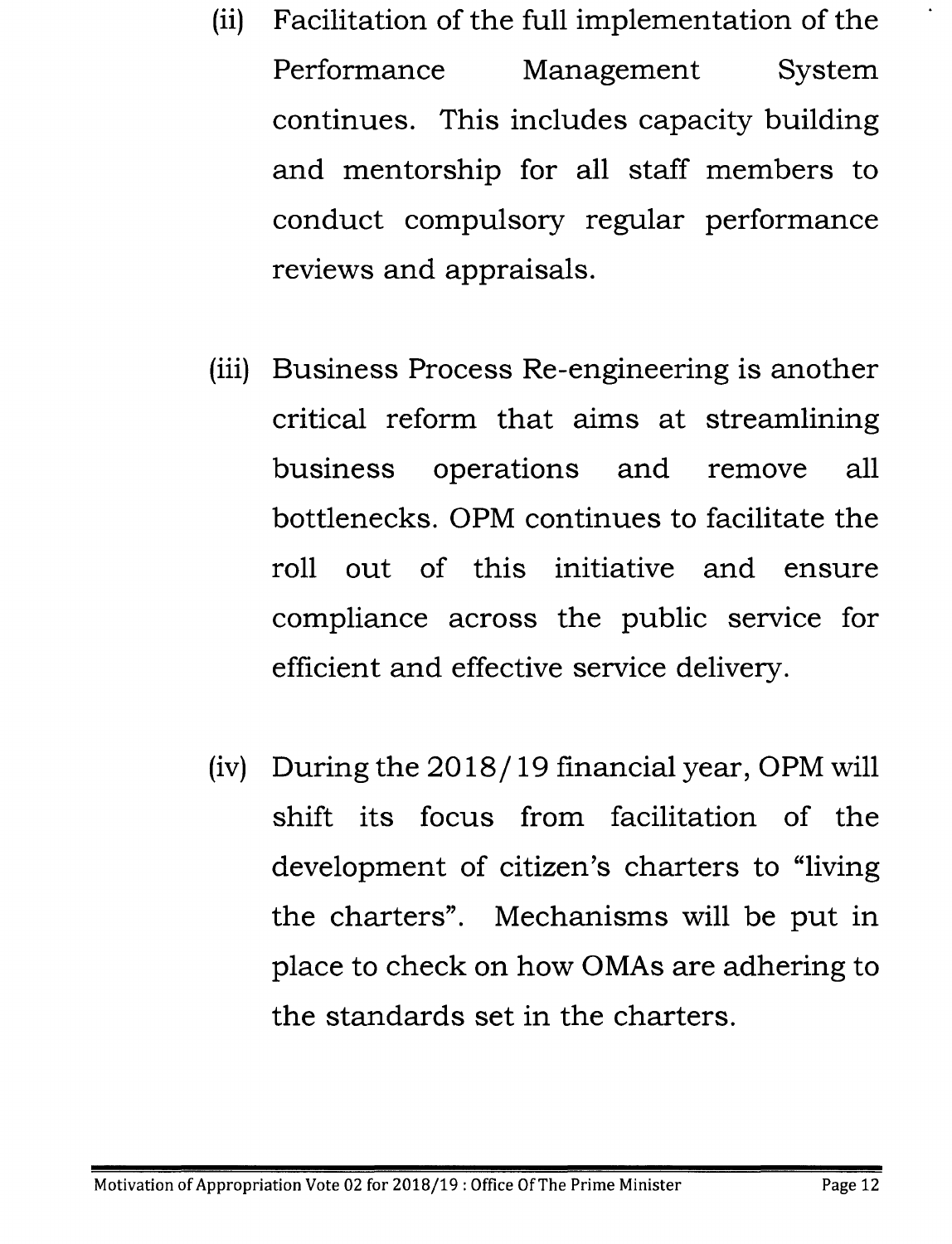(ii) Facilitation of the full implementation of the Performance Management System continues. This includes capacity building and mentorship for all staff members to conduct compulsory regular performance reviews and appraisals.

(iii) Business Process Re-engineering is another critical reform that aims at streamlining business operations and remove all bottlenecks. OPM continues to facilitate the roll out of this initiative and ensure compliance across the public service for efficient and effective service delivery.

(iv) During the 2018/19 financial year, OPM will shift its focus from facilitation of the development of citizen's charters to "living the charters". Mechanisms will be put in place to check on how OMAs are adhering to the standards set in the charters.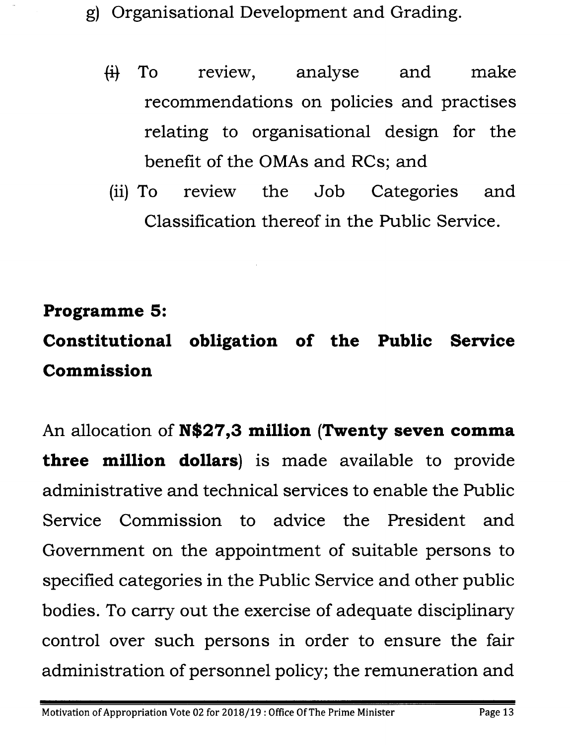g) Organisational Development and Grading.

   (i) To review, analyse and make recommendations on policies and practises relating to organisational design for the benefit of the OMAs and RCs; and
   (ii) To review the Job Categories and Classification thereof in the Public Service.

**Programme 5:**

**Constitutional obligation of the Public Service Commission**

An allocation of **N$27,3 million (Twenty seven comma three million dollars**) is made available to provide administrative and technical services to enable the Public Service Commission to advice the President and Government on the appointment of suitable persons to specified categories in the Public Service and other public bodies. To carry out the exercise of adequate disciplinary control over such persons in order to ensure the fair administration of personnel policy; the remuneration and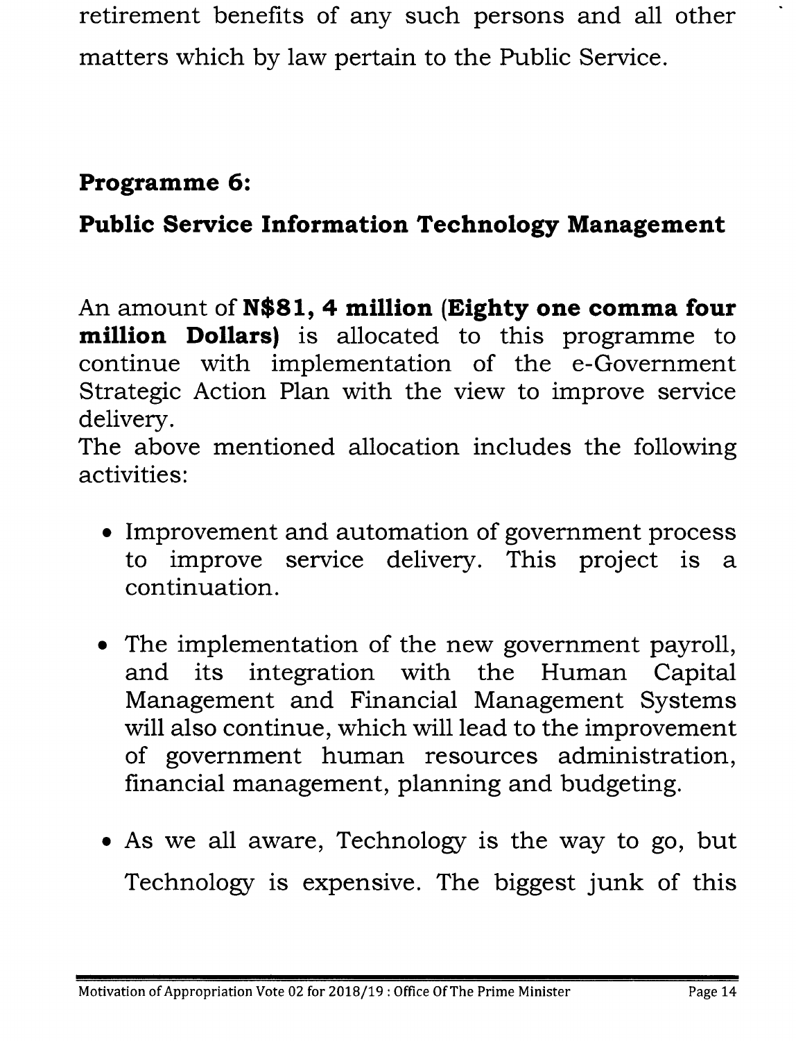retirement benefits of any such persons and all other matters which by law pertain to the Public Service.

## Programme 6:

## Public Service Information Technology Management

An amount of **N$81, 4 million (Eighty one comma four million Dollars)** is allocated to this programme to continue with implementation of the e-Government Strategic Action Plan with the view to improve service delivery.

The above mentioned allocation includes the following activities:

- Improvement and automation of government process to improve service delivery. This project is a continuation.
- The implementation of the new government payroll, and its integration with the Human Capital Management and Financial Management Systems will also continue, which will lead to the improvement of government human resources administration, financial management, planning and budgeting.
- As we all aware, Technology is the way to go, but Technology is expensive. The biggest junk of this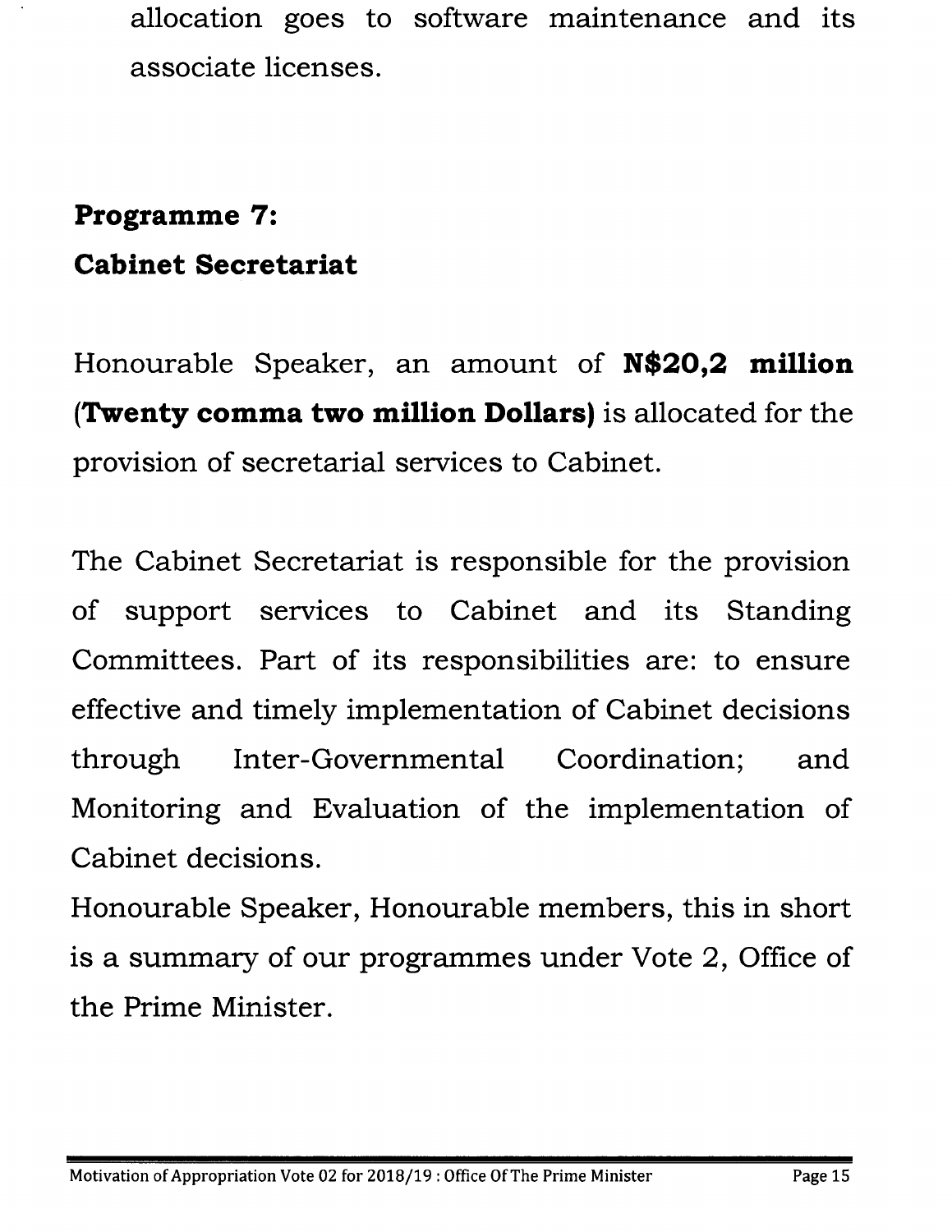allocation goes to software maintenance and its associate licenses.

**Programme 7:**

**Cabinet Secretariat**

Honourable Speaker, an amount of **N$20,2 million (Twenty comma two million Dollars)** is allocated for the provision of secretarial services to Cabinet.

The Cabinet Secretariat is responsible for the provision of support services to Cabinet and its Standing Committees. Part of its responsibilities are: to ensure effective and timely implementation of Cabinet decisions through Inter-Governmental Coordination; and Monitoring and Evaluation of the implementation of Cabinet decisions.

Honourable Speaker, Honourable members, this in short is a summary of our programmes under Vote 2, Office of the Prime Minister.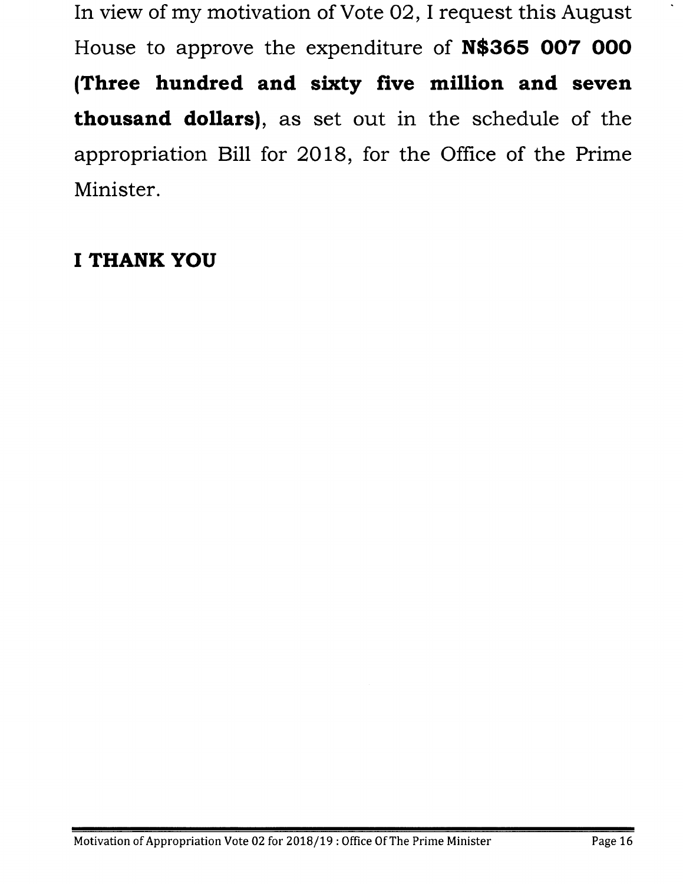In view of my motivation of Vote 02, I request this August House to approve the expenditure of **N$365 007 000 (Three hundred and sixty five million and seven thousand dollars)**, as set out in the schedule of the appropriation Bill for 2018, for the Office of the Prime Minister.

**I THANK YOU**